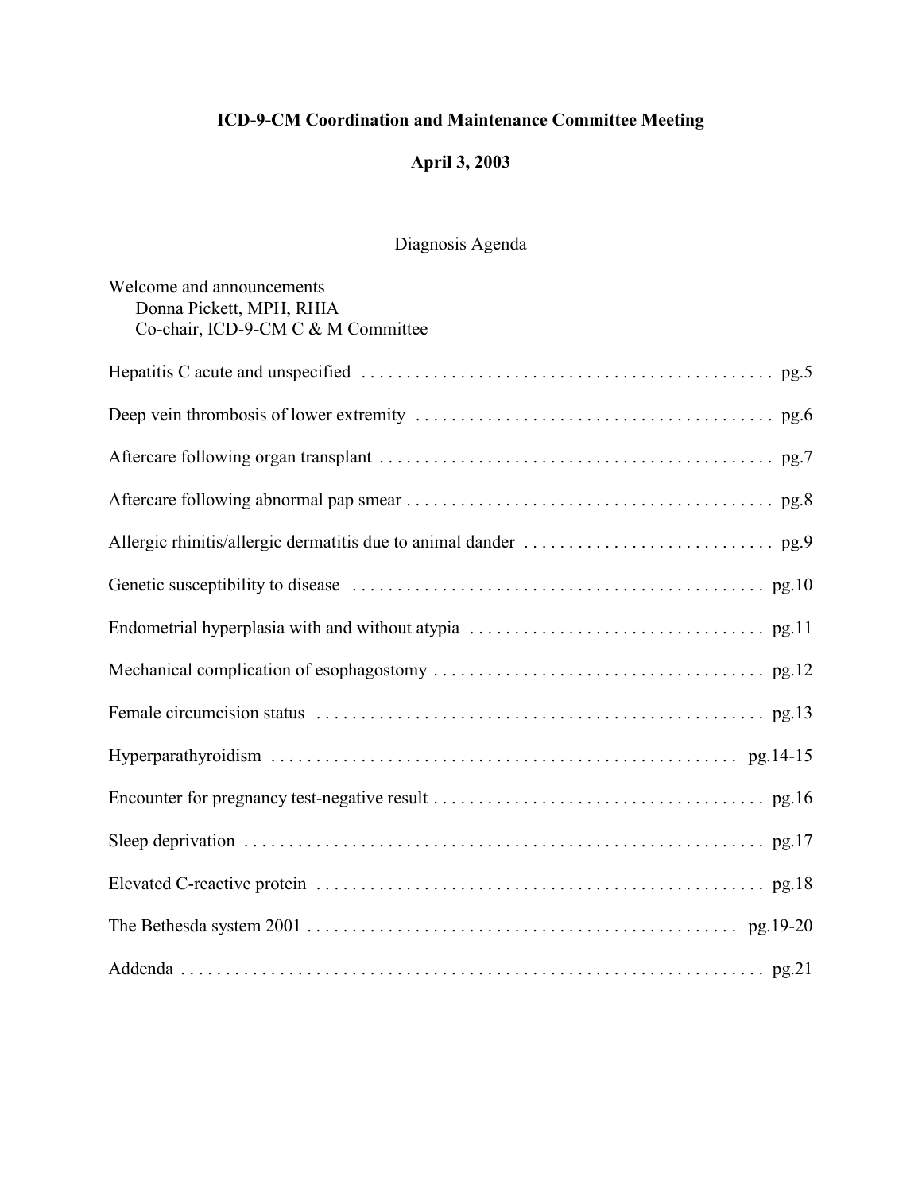# ICD-9-CM Coordination and Maintenance Committee Meeting

## April 3, 2003

### Diagnosis Agenda

Welcome and announcements
Donna Pickett, MPH, RHIA
Co-chair, ICD-9-CM C & M Committee

| Topic | Page |
|---|---|
| Hepatitis C acute and unspecified | pg.5 |
| Deep vein thrombosis of lower extremity | pg.6 |
| Aftercare following organ transplant | pg.7 |
| Aftercare following abnormal pap smear | pg.8 |
| Allergic rhinitis/allergic dermatitis due to animal dander | pg.9 |
| Genetic susceptibility to disease | pg.10 |
| Endometrial hyperplasia with and without atypia | pg.11 |
| Mechanical complication of esophagostomy | pg.12 |
| Female circumcision status | pg.13 |
| Hyperparathyroidism | pg.14-15 |
| Encounter for pregnancy test-negative result | pg.16 |
| Sleep deprivation | pg.17 |
| Elevated C-reactive protein | pg.18 |
| The Bethesda system 2001 | pg.19-20 |
| Addenda | pg.21 |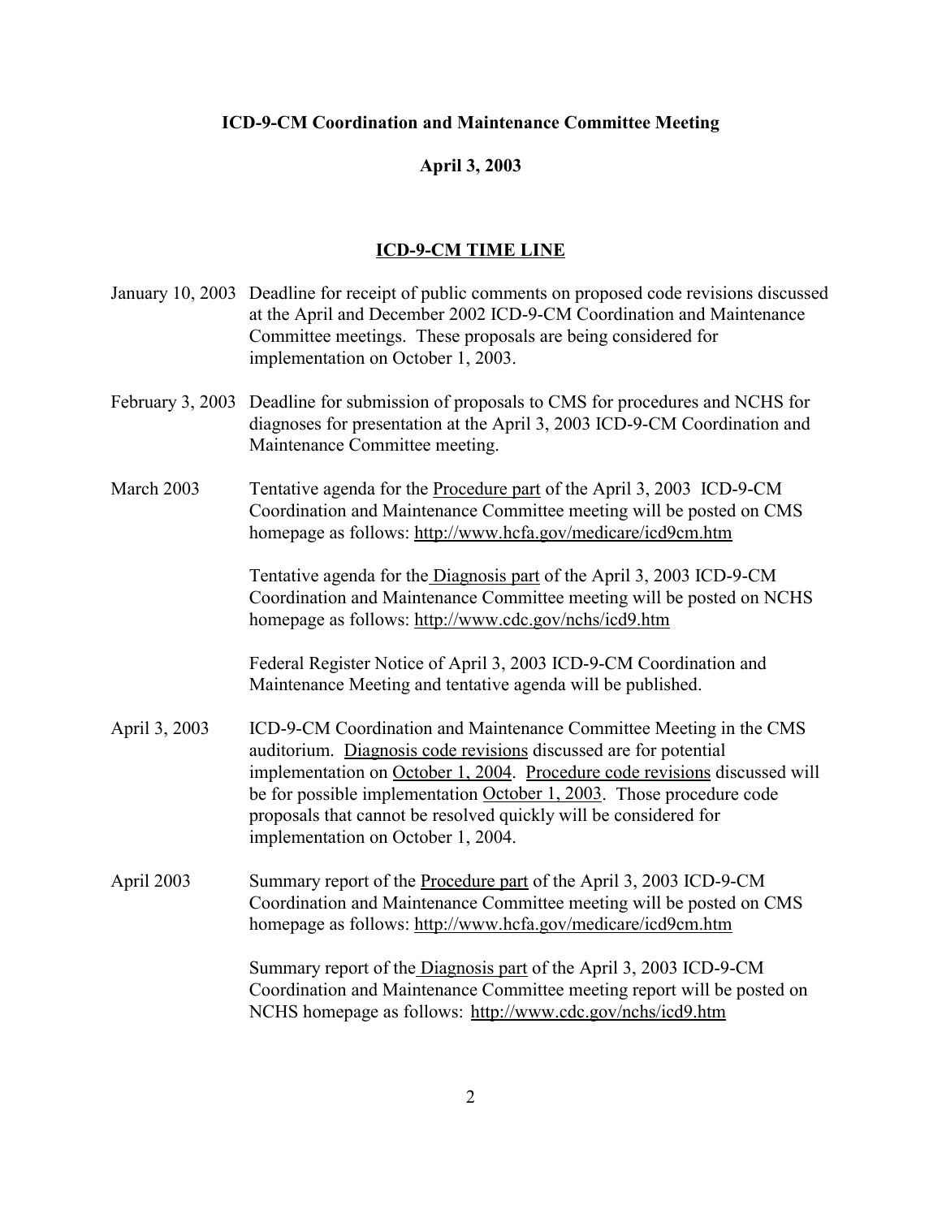**ICD-9-CM Coordination and Maintenance Committee Meeting**

**April 3, 2003**

## ICD-9-CM TIME LINE

| | |
|---|---|
| January 10, 2003 | Deadline for receipt of public comments on proposed code revisions discussed at the April and December 2002 ICD-9-CM Coordination and Maintenance Committee meetings. These proposals are being considered for implementation on October 1, 2003. |
| February 3, 2003 | Deadline for submission of proposals to CMS for procedures and NCHS for diagnoses for presentation at the April 3, 2003 ICD-9-CM Coordination and Maintenance Committee meeting. |
| March 2003 | Tentative agenda for the Procedure part of the April 3, 2003 ICD-9-CM Coordination and Maintenance Committee meeting will be posted on CMS homepage as follows: http://www.hcfa.gov/medicare/icd9cm.htm<br><br>Tentative agenda for the Diagnosis part of the April 3, 2003 ICD-9-CM Coordination and Maintenance Committee meeting will be posted on NCHS homepage as follows: http://www.cdc.gov/nchs/icd9.htm<br><br>Federal Register Notice of April 3, 2003 ICD-9-CM Coordination and Maintenance Meeting and tentative agenda will be published. |
| April 3, 2003 | ICD-9-CM Coordination and Maintenance Committee Meeting in the CMS auditorium. Diagnosis code revisions discussed are for potential implementation on October 1, 2004. Procedure code revisions discussed will be for possible implementation October 1, 2003. Those procedure code proposals that cannot be resolved quickly will be considered for implementation on October 1, 2004. |
| April 2003 | Summary report of the Procedure part of the April 3, 2003 ICD-9-CM Coordination and Maintenance Committee meeting will be posted on CMS homepage as follows: http://www.hcfa.gov/medicare/icd9cm.htm<br><br>Summary report of the Diagnosis part of the April 3, 2003 ICD-9-CM Coordination and Maintenance Committee meeting report will be posted on NCHS homepage as follows: http://www.cdc.gov/nchs/icd9.htm |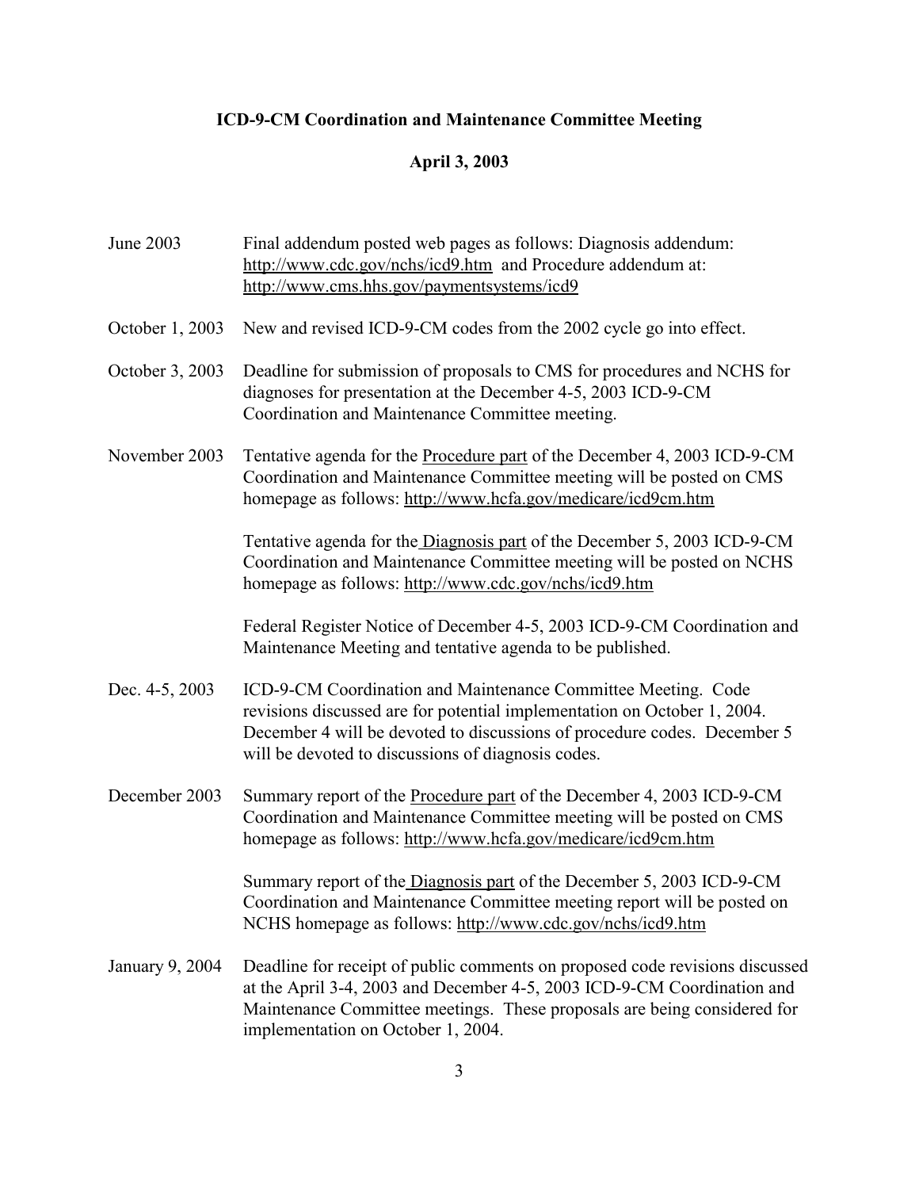**ICD-9-CM Coordination and Maintenance Committee Meeting**

**April 3, 2003**

| | |
|---|---|
| June 2003 | Final addendum posted web pages as follows: Diagnosis addendum: http://www.cdc.gov/nchs/icd9.htm and Procedure addendum at: http://www.cms.hhs.gov/paymentsystems/icd9 |
| October 1, 2003 | New and revised ICD-9-CM codes from the 2002 cycle go into effect. |
| October 3, 2003 | Deadline for submission of proposals to CMS for procedures and NCHS for diagnoses for presentation at the December 4-5, 2003 ICD-9-CM Coordination and Maintenance Committee meeting. |
| November 2003 | Tentative agenda for the Procedure part of the December 4, 2003 ICD-9-CM Coordination and Maintenance Committee meeting will be posted on CMS homepage as follows: http://www.hcfa.gov/medicare/icd9cm.htm<br><br>Tentative agenda for the Diagnosis part of the December 5, 2003 ICD-9-CM Coordination and Maintenance Committee meeting will be posted on NCHS homepage as follows: http://www.cdc.gov/nchs/icd9.htm<br><br>Federal Register Notice of December 4-5, 2003 ICD-9-CM Coordination and Maintenance Meeting and tentative agenda to be published. |
| Dec. 4-5, 2003 | ICD-9-CM Coordination and Maintenance Committee Meeting. Code revisions discussed are for potential implementation on October 1, 2004. December 4 will be devoted to discussions of procedure codes. December 5 will be devoted to discussions of diagnosis codes. |
| December 2003 | Summary report of the Procedure part of the December 4, 2003 ICD-9-CM Coordination and Maintenance Committee meeting will be posted on CMS homepage as follows: http://www.hcfa.gov/medicare/icd9cm.htm<br><br>Summary report of the Diagnosis part of the December 5, 2003 ICD-9-CM Coordination and Maintenance Committee meeting report will be posted on NCHS homepage as follows: http://www.cdc.gov/nchs/icd9.htm |
| January 9, 2004 | Deadline for receipt of public comments on proposed code revisions discussed at the April 3-4, 2003 and December 4-5, 2003 ICD-9-CM Coordination and Maintenance Committee meetings. These proposals are being considered for implementation on October 1, 2004. |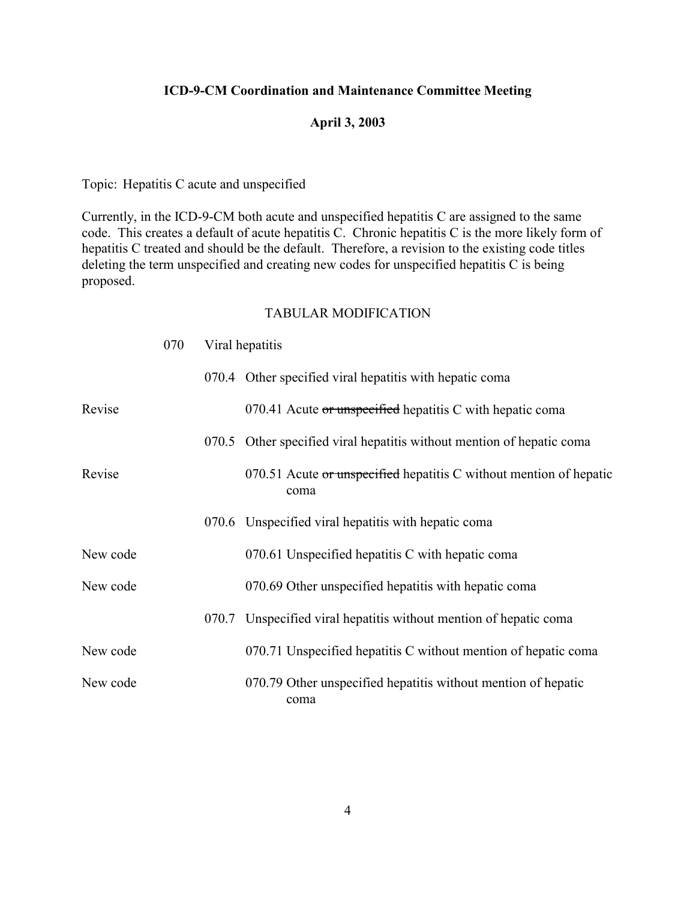**ICD-9-CM Coordination and Maintenance Committee Meeting**

**April 3, 2003**

Topic: Hepatitis C acute and unspecified

Currently, in the ICD-9-CM both acute and unspecified hepatitis C are assigned to the same code. This creates a default of acute hepatitis C. Chronic hepatitis C is the more likely form of hepatitis C treated and should be the default. Therefore, a revision to the existing code titles deleting the term unspecified and creating new codes for unspecified hepatitis C is being proposed.

TABULAR MODIFICATION

| | | | |
|---|---|---|---|
| | 070 | Viral hepatitis | |
| | | 070.4 | Other specified viral hepatitis with hepatic coma |
| Revise | | | 070.41 Acute ~~or unspecified~~ hepatitis C with hepatic coma |
| | | 070.5 | Other specified viral hepatitis without mention of hepatic coma |
| Revise | | | 070.51 Acute ~~or unspecified~~ hepatitis C without mention of hepatic coma |
| | | 070.6 | Unspecified viral hepatitis with hepatic coma |
| New code | | | 070.61 Unspecified hepatitis C with hepatic coma |
| New code | | | 070.69 Other unspecified hepatitis with hepatic coma |
| | | 070.7 | Unspecified viral hepatitis without mention of hepatic coma |
| New code | | | 070.71 Unspecified hepatitis C without mention of hepatic coma |
| New code | | | 070.79 Other unspecified hepatitis without mention of hepatic coma |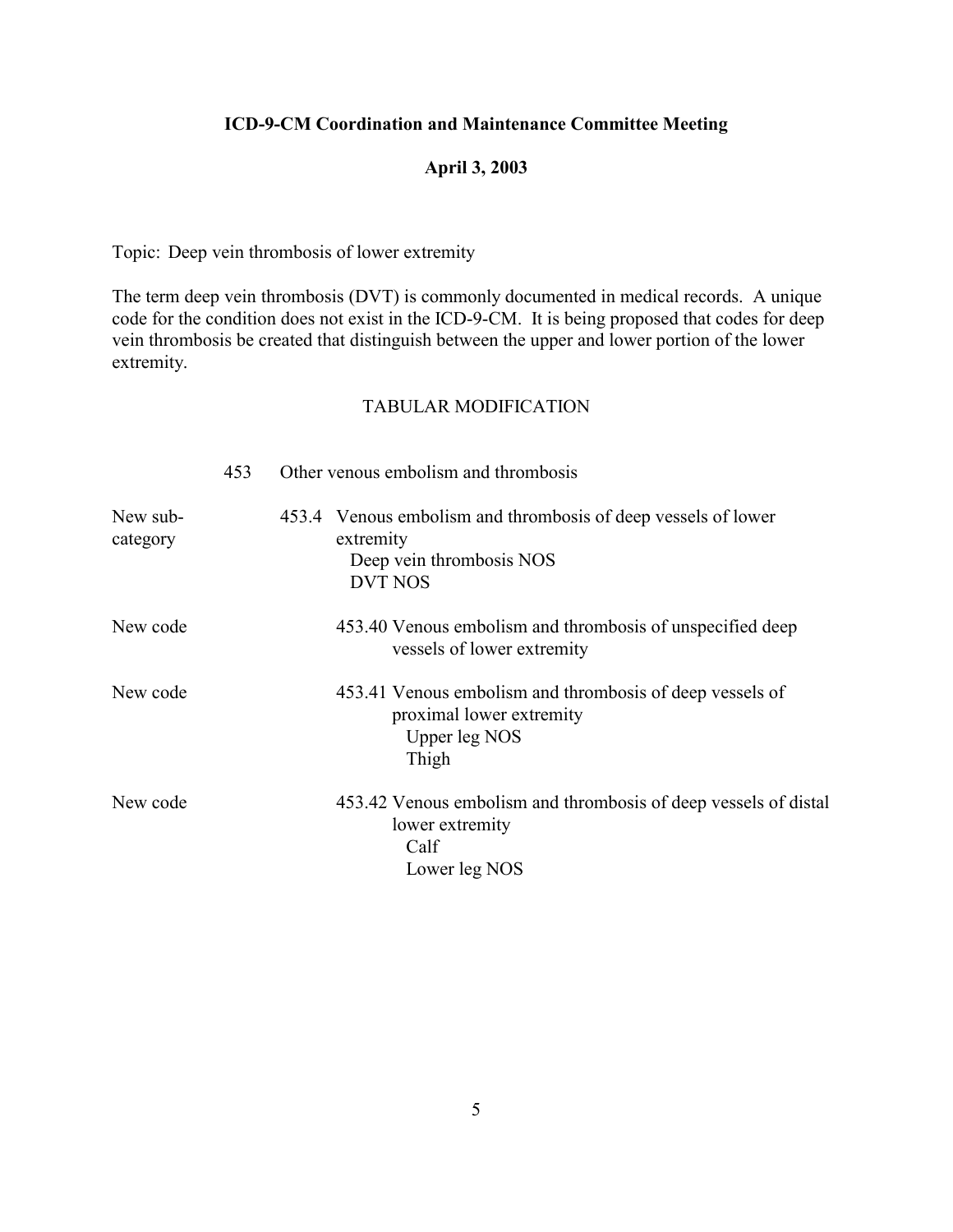**ICD-9-CM Coordination and Maintenance Committee Meeting**

**April 3, 2003**

Topic: Deep vein thrombosis of lower extremity

The term deep vein thrombosis (DVT) is commonly documented in medical records. A unique code for the condition does not exist in the ICD-9-CM. It is being proposed that codes for deep vein thrombosis be created that distinguish between the upper and lower portion of the lower extremity.

TABULAR MODIFICATION

| | | |
|---|---|---|
| | 453 | Other venous embolism and thrombosis |
| New sub-category | 453.4 | Venous embolism and thrombosis of deep vessels of lower extremity<br>Deep vein thrombosis NOS<br>DVT NOS |
| New code | 453.40 | Venous embolism and thrombosis of unspecified deep vessels of lower extremity |
| New code | 453.41 | Venous embolism and thrombosis of deep vessels of proximal lower extremity<br>Upper leg NOS<br>Thigh |
| New code | 453.42 | Venous embolism and thrombosis of deep vessels of distal lower extremity<br>Calf<br>Lower leg NOS |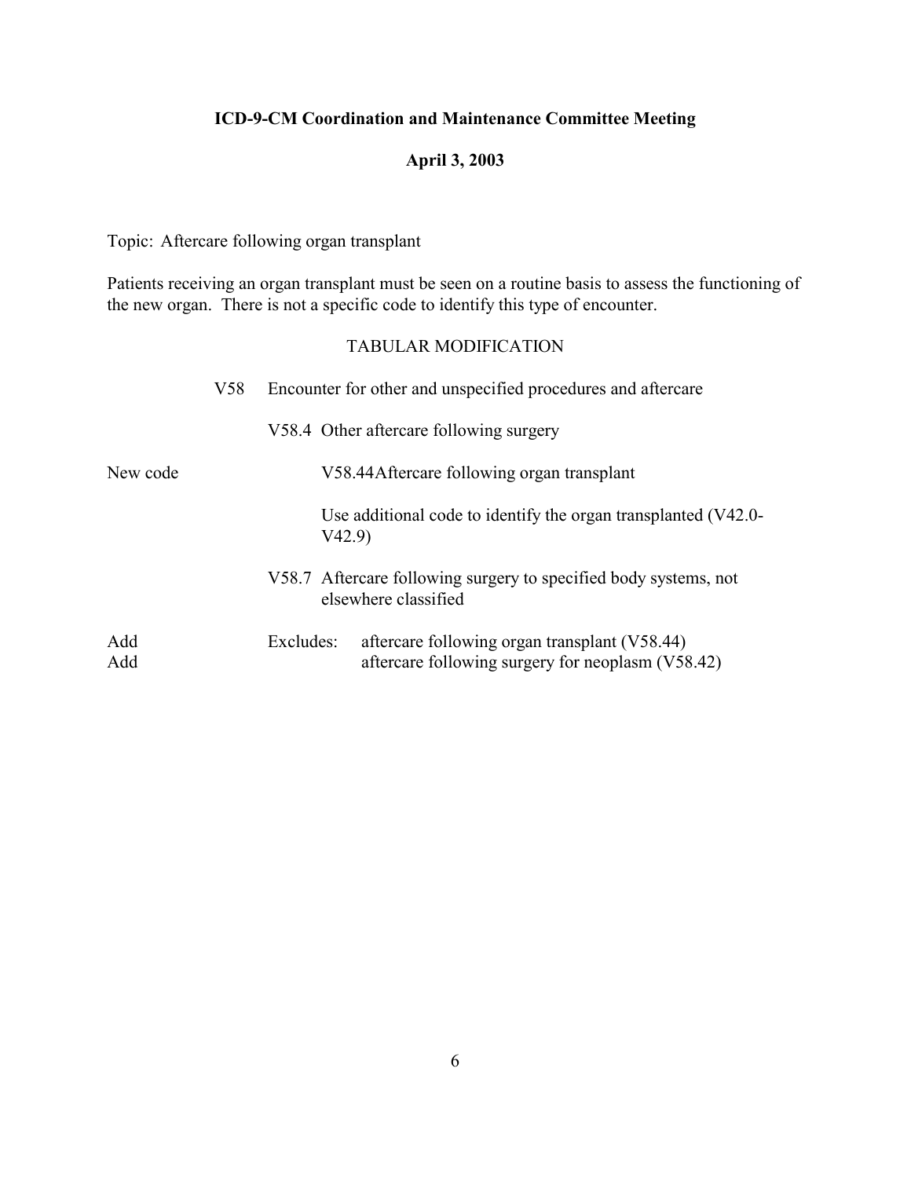**ICD-9-CM Coordination and Maintenance Committee Meeting**

**April 3, 2003**

Topic: Aftercare following organ transplant

Patients receiving an organ transplant must be seen on a routine basis to assess the functioning of the new organ. There is not a specific code to identify this type of encounter.

TABULAR MODIFICATION

| | | |
|---|---|---|
| | V58 | Encounter for other and unspecified procedures and aftercare |
| | | V58.4 Other aftercare following surgery |
| New code | | V58.44 Aftercare following organ transplant |
| | | Use additional code to identify the organ transplanted (V42.0-V42.9) |
| | | V58.7 Aftercare following surgery to specified body systems, not elsewhere classified |
| Add | | Excludes: aftercare following organ transplant (V58.44) |
| Add | | aftercare following surgery for neoplasm (V58.42) |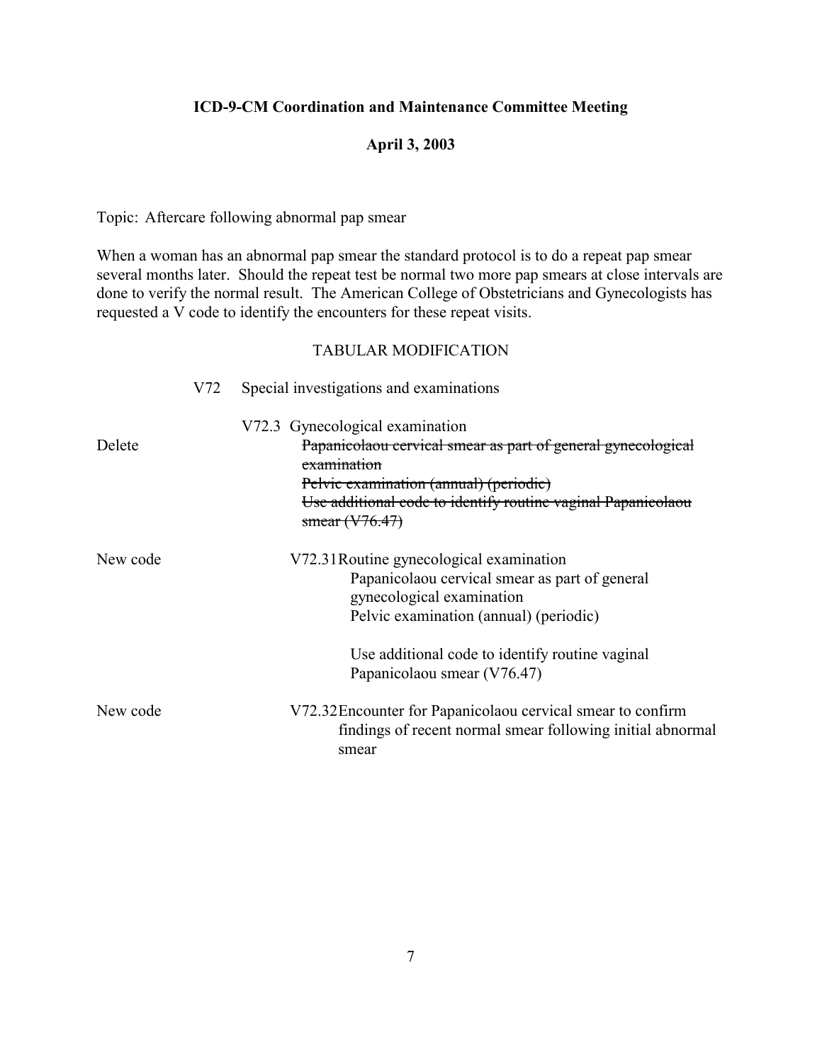**ICD-9-CM Coordination and Maintenance Committee Meeting**

**April 3, 2003**

Topic: Aftercare following abnormal pap smear

When a woman has an abnormal pap smear the standard protocol is to do a repeat pap smear several months later. Should the repeat test be normal two more pap smears at close intervals are done to verify the normal result. The American College of Obstetricians and Gynecologists has requested a V code to identify the encounters for these repeat visits.

TABULAR MODIFICATION

V72 Special investigations and examinations

V72.3 Gynecological examination

Delete ~~Papanicolaou cervical smear as part of general gynecological examination~~
~~Pelvic examination (annual) (periodic)~~
~~Use additional code to identify routine vaginal Papanicolaou smear (V76.47)~~

New code V72.31 Routine gynecological examination
Papanicolaou cervical smear as part of general gynecological examination
Pelvic examination (annual) (periodic)

Use additional code to identify routine vaginal Papanicolaou smear (V76.47)

New code V72.32 Encounter for Papanicolaou cervical smear to confirm findings of recent normal smear following initial abnormal smear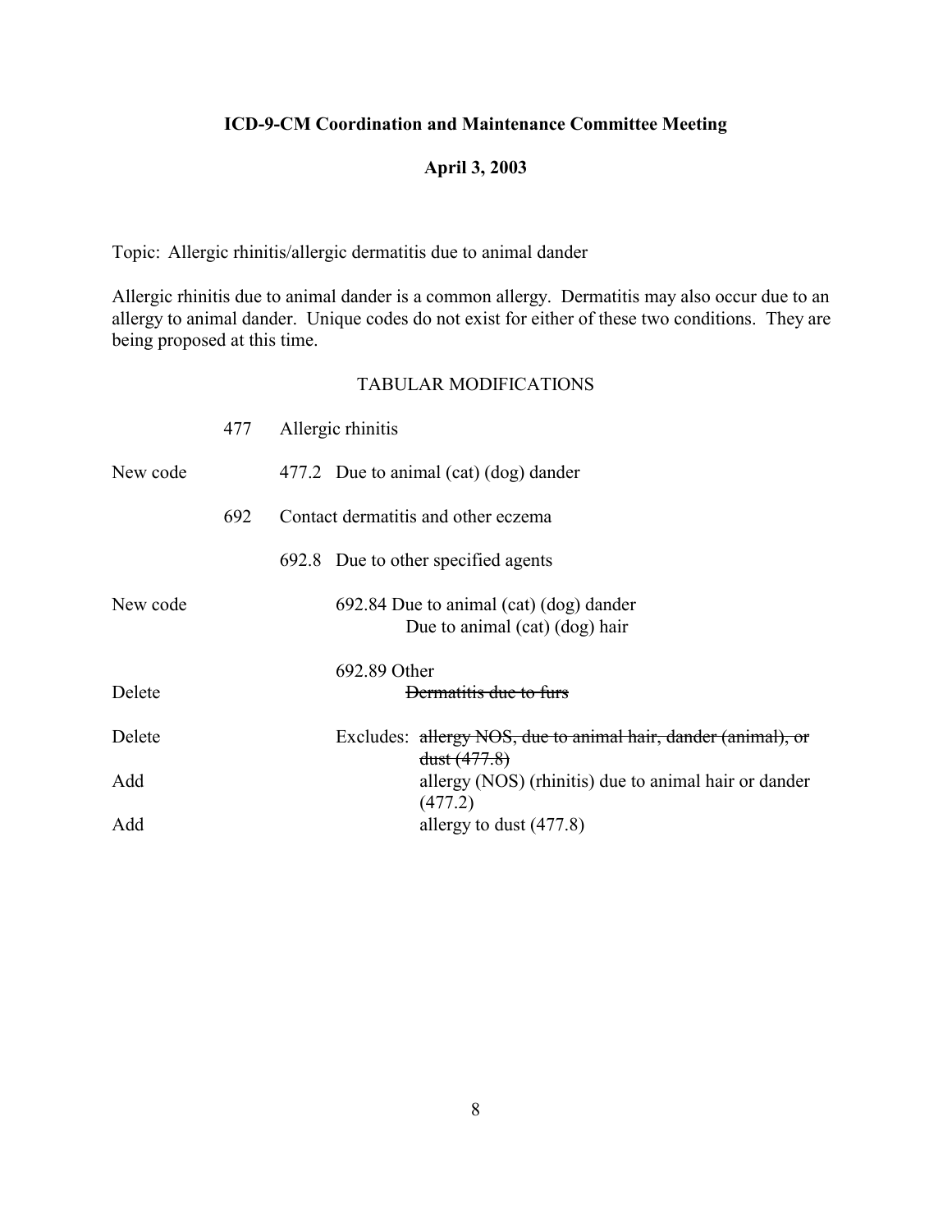**ICD-9-CM Coordination and Maintenance Committee Meeting**

**April 3, 2003**

Topic: Allergic rhinitis/allergic dermatitis due to animal dander

Allergic rhinitis due to animal dander is a common allergy. Dermatitis may also occur due to an allergy to animal dander. Unique codes do not exist for either of these two conditions. They are being proposed at this time.

TABULAR MODIFICATIONS

| | | |
|---|---|---|
| | 477 | Allergic rhinitis |
| New code | | 477.2 Due to animal (cat) (dog) dander |
| | 692 | Contact dermatitis and other eczema |
| | | 692.8 Due to other specified agents |
| New code | | 692.84 Due to animal (cat) (dog) dander<br>Due to animal (cat) (dog) hair |
| | | 692.89 Other |
| Delete | | ~~Dermatitis due to furs~~ |
| Delete | | Excludes: ~~allergy NOS, due to animal hair, dander (animal), or dust (477.8)~~ |
| Add | | allergy (NOS) (rhinitis) due to animal hair or dander (477.2) |
| Add | | allergy to dust (477.8) |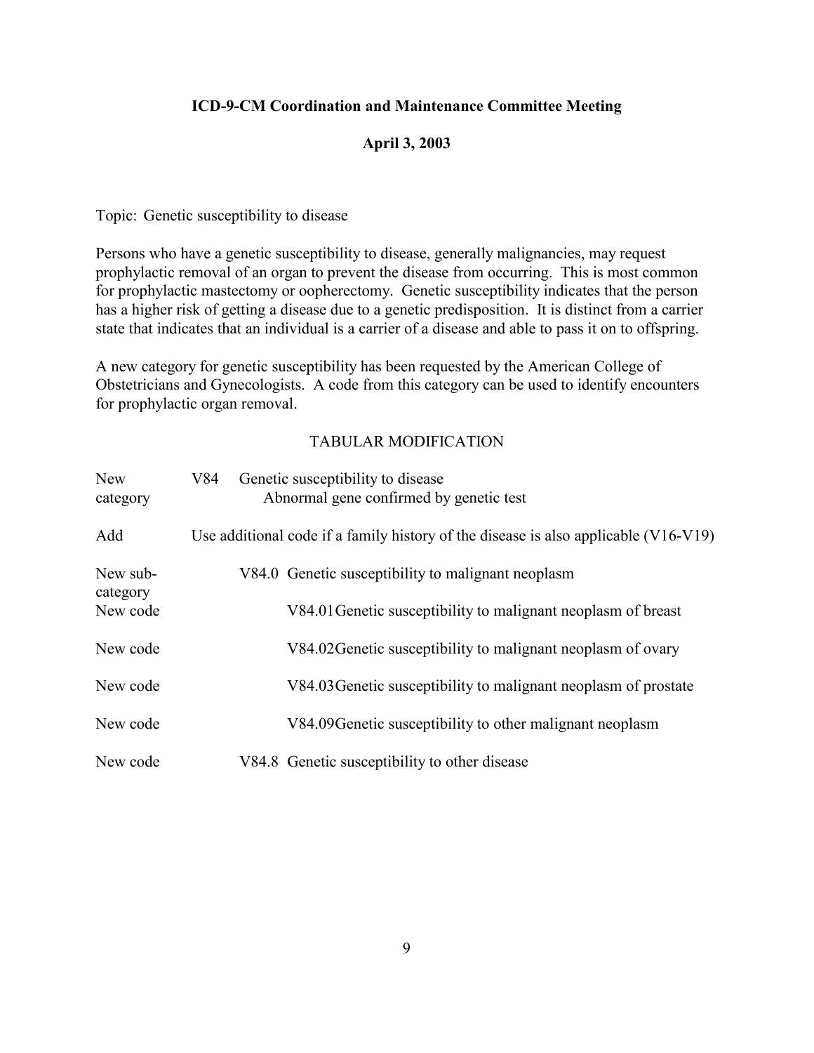**ICD-9-CM Coordination and Maintenance Committee Meeting**

**April 3, 2003**

Topic: Genetic susceptibility to disease

Persons who have a genetic susceptibility to disease, generally malignancies, may request prophylactic removal of an organ to prevent the disease from occurring. This is most common for prophylactic mastectomy or oopherectomy. Genetic susceptibility indicates that the person has a higher risk of getting a disease due to a genetic predisposition. It is distinct from a carrier state that indicates that an individual is a carrier of a disease and able to pass it on to offspring.

A new category for genetic susceptibility has been requested by the American College of Obstetricians and Gynecologists. A code from this category can be used to identify encounters for prophylactic organ removal.

TABULAR MODIFICATION

| | | |
|---|---|---|
| New category | V84 | Genetic susceptibility to disease<br>Abnormal gene confirmed by genetic test |
| Add | | Use additional code if a family history of the disease is also applicable (V16-V19) |
| New sub-category | V84.0 | Genetic susceptibility to malignant neoplasm |
| New code | V84.01 | Genetic susceptibility to malignant neoplasm of breast |
| New code | V84.02 | Genetic susceptibility to malignant neoplasm of ovary |
| New code | V84.03 | Genetic susceptibility to malignant neoplasm of prostate |
| New code | V84.09 | Genetic susceptibility to other malignant neoplasm |
| New code | V84.8 | Genetic susceptibility to other disease |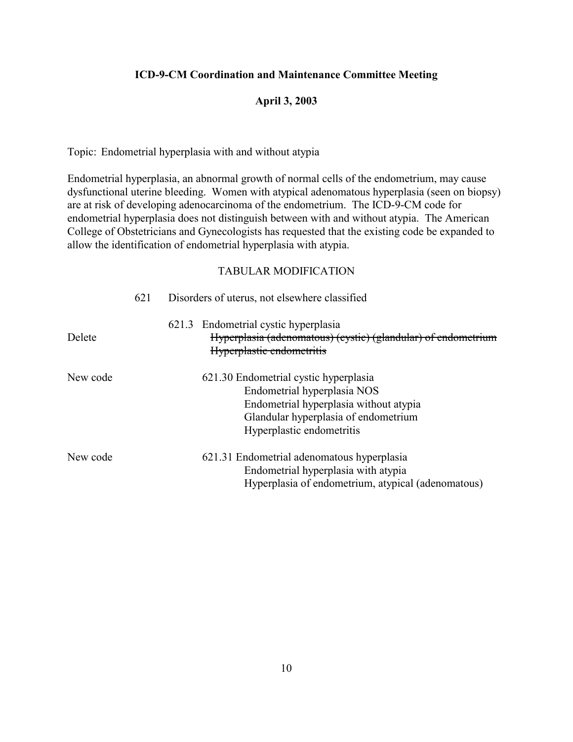**ICD-9-CM Coordination and Maintenance Committee Meeting**

**April 3, 2003**

Topic: Endometrial hyperplasia with and without atypia

Endometrial hyperplasia, an abnormal growth of normal cells of the endometrium, may cause dysfunctional uterine bleeding. Women with atypical adenomatous hyperplasia (seen on biopsy) are at risk of developing adenocarcinoma of the endometrium. The ICD-9-CM code for endometrial hyperplasia does not distinguish between with and without atypia. The American College of Obstetricians and Gynecologists has requested that the existing code be expanded to allow the identification of endometrial hyperplasia with atypia.

TABULAR MODIFICATION

621 Disorders of uterus, not elsewhere classified

621.3 Endometrial cystic hyperplasia

Delete ~~Hyperplasia (adenomatous) (cystic) (glandular) of endometrium~~
~~Hyperplastic endometritis~~

New code 621.30 Endometrial cystic hyperplasia
Endometrial hyperplasia NOS
Endometrial hyperplasia without atypia
Glandular hyperplasia of endometrium
Hyperplastic endometritis

New code 621.31 Endometrial adenomatous hyperplasia
Endometrial hyperplasia with atypia
Hyperplasia of endometrium, atypical (adenomatous)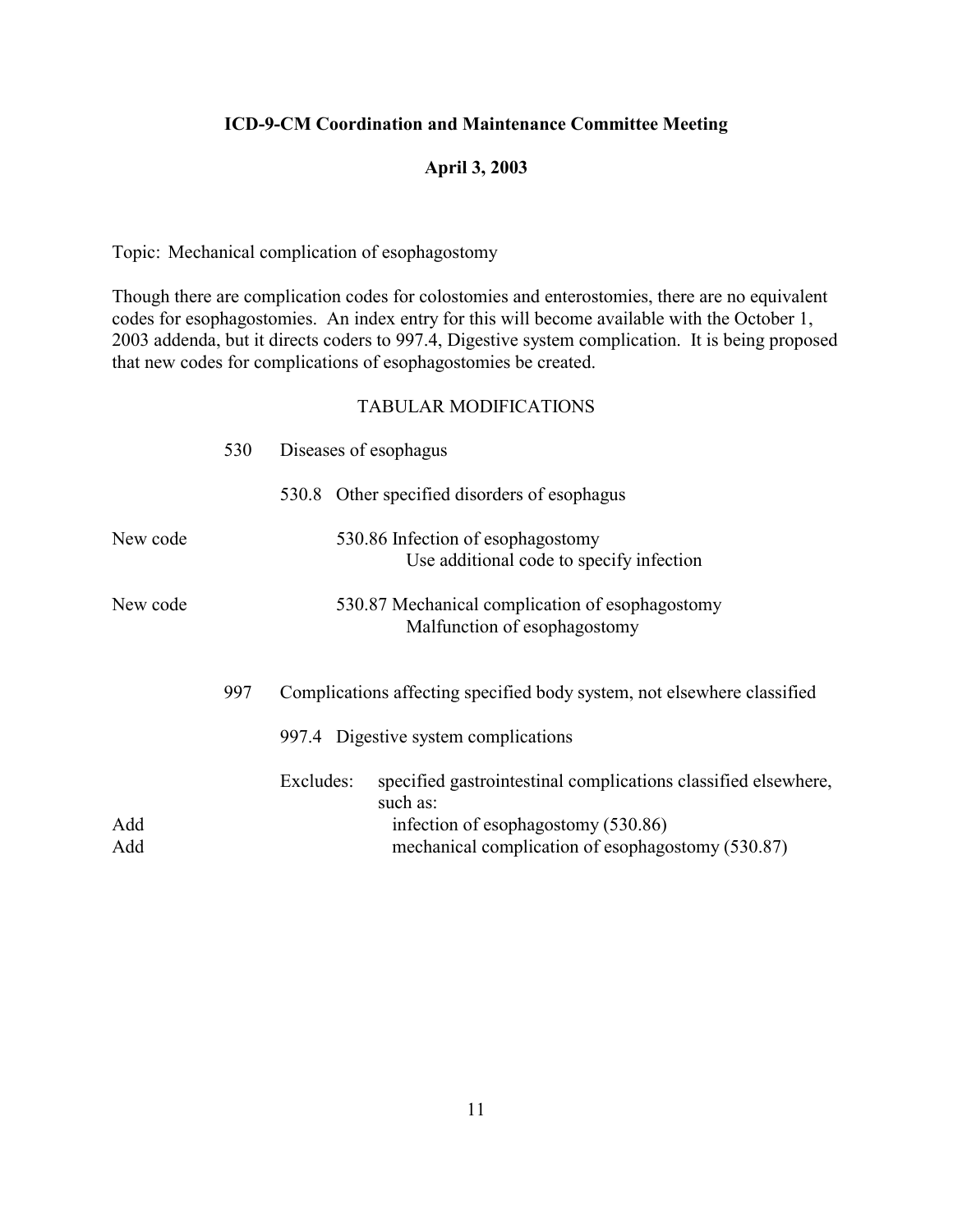**ICD-9-CM Coordination and Maintenance Committee Meeting**

**April 3, 2003**

Topic: Mechanical complication of esophagostomy

Though there are complication codes for colostomies and enterostomies, there are no equivalent codes for esophagostomies. An index entry for this will become available with the October 1, 2003 addenda, but it directs coders to 997.4, Digestive system complication. It is being proposed that new codes for complications of esophagostomies be created.

TABULAR MODIFICATIONS

| | | |
|---|---|---|
| | 530 | Diseases of esophagus |
| | | 530.8 Other specified disorders of esophagus |
| New code | | 530.86 Infection of esophagostomy<br>Use additional code to specify infection |
| New code | | 530.87 Mechanical complication of esophagostomy<br>Malfunction of esophagostomy |
| | 997 | Complications affecting specified body system, not elsewhere classified |
| | | 997.4 Digestive system complications |
| | | Excludes: specified gastrointestinal complications classified elsewhere, such as: |
| Add | | infection of esophagostomy (530.86) |
| Add | | mechanical complication of esophagostomy (530.87) |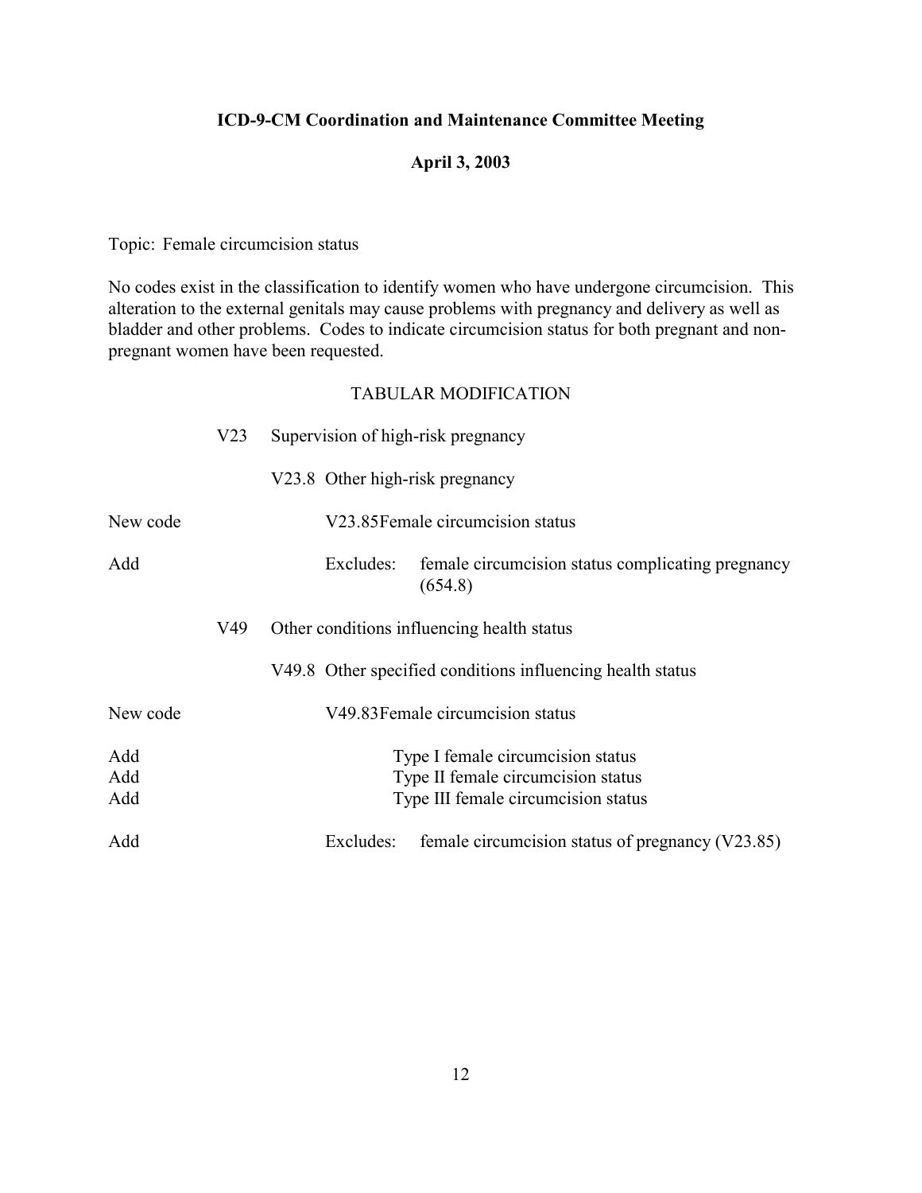**ICD-9-CM Coordination and Maintenance Committee Meeting**

**April 3, 2003**

Topic: Female circumcision status

No codes exist in the classification to identify women who have undergone circumcision. This alteration to the external genitals may cause problems with pregnancy and delivery as well as bladder and other problems. Codes to indicate circumcision status for both pregnant and non-pregnant women have been requested.

TABULAR MODIFICATION

| | | |
|---|---|---|
| | V23 | Supervision of high-risk pregnancy |
| | | V23.8 Other high-risk pregnancy |
| New code | | V23.85 Female circumcision status |
| Add | | Excludes: female circumcision status complicating pregnancy (654.8) |
| | V49 | Other conditions influencing health status |
| | | V49.8 Other specified conditions influencing health status |
| New code | | V49.83 Female circumcision status |
| Add | | Type I female circumcision status |
| Add | | Type II female circumcision status |
| Add | | Type III female circumcision status |
| Add | | Excludes: female circumcision status of pregnancy (V23.85) |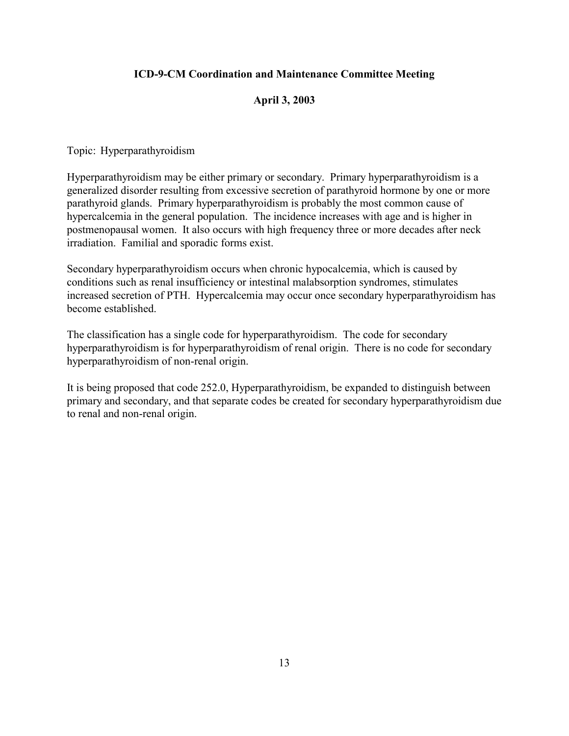**ICD-9-CM Coordination and Maintenance Committee Meeting**

**April 3, 2003**

Topic: Hyperparathyroidism

Hyperparathyroidism may be either primary or secondary. Primary hyperparathyroidism is a generalized disorder resulting from excessive secretion of parathyroid hormone by one or more parathyroid glands. Primary hyperparathyroidism is probably the most common cause of hypercalcemia in the general population. The incidence increases with age and is higher in postmenopausal women. It also occurs with high frequency three or more decades after neck irradiation. Familial and sporadic forms exist.

Secondary hyperparathyroidism occurs when chronic hypocalcemia, which is caused by conditions such as renal insufficiency or intestinal malabsorption syndromes, stimulates increased secretion of PTH. Hypercalcemia may occur once secondary hyperparathyroidism has become established.

The classification has a single code for hyperparathyroidism. The code for secondary hyperparathyroidism is for hyperparathyroidism of renal origin. There is no code for secondary hyperparathyroidism of non-renal origin.

It is being proposed that code 252.0, Hyperparathyroidism, be expanded to distinguish between primary and secondary, and that separate codes be created for secondary hyperparathyroidism due to renal and non-renal origin.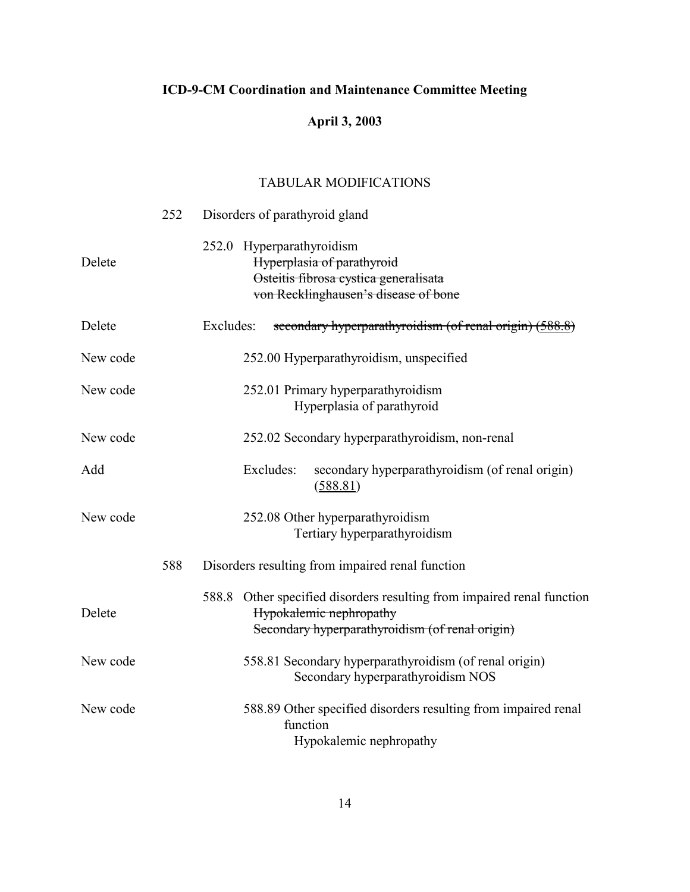**ICD-9-CM Coordination and Maintenance Committee Meeting**

**April 3, 2003**

TABULAR MODIFICATIONS

| | | |
|---|---|---|
| | 252 | Disorders of parathyroid gland |
| | | 252.0 Hyperparathyroidism |
| Delete | | ~~Hyperplasia of parathyroid~~ |
| | | ~~Osteitis fibrosa cystica generalisata~~ |
| | | ~~von Recklinghausen's disease of bone~~ |
| Delete | | Excludes: ~~secondary hyperparathyroidism (of renal origin) (588.8)~~ |
| New code | | 252.00 Hyperparathyroidism, unspecified |
| New code | | 252.01 Primary hyperparathyroidism |
| | | Hyperplasia of parathyroid |
| New code | | 252.02 Secondary hyperparathyroidism, non-renal |
| Add | | Excludes: secondary hyperparathyroidism (of renal origin) (588.81) |
| New code | | 252.08 Other hyperparathyroidism |
| | | Tertiary hyperparathyroidism |
| | 588 | Disorders resulting from impaired renal function |
| | | 588.8 Other specified disorders resulting from impaired renal function |
| Delete | | ~~Hypokalemic nephropathy~~ |
| | | ~~Secondary hyperparathyroidism (of renal origin)~~ |
| New code | | 558.81 Secondary hyperparathyroidism (of renal origin) |
| | | Secondary hyperparathyroidism NOS |
| New code | | 588.89 Other specified disorders resulting from impaired renal function |
| | | Hypokalemic nephropathy |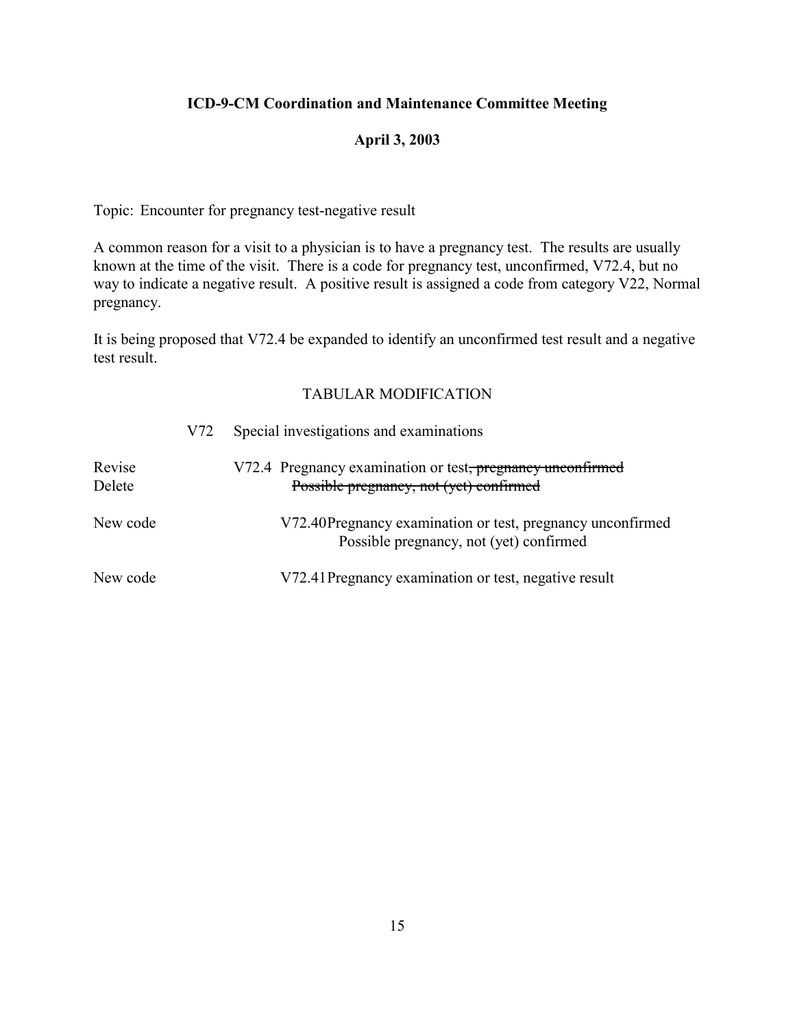**ICD-9-CM Coordination and Maintenance Committee Meeting**

**April 3, 2003**

Topic: Encounter for pregnancy test-negative result

A common reason for a visit to a physician is to have a pregnancy test. The results are usually known at the time of the visit. There is a code for pregnancy test, unconfirmed, V72.4, but no way to indicate a negative result. A positive result is assigned a code from category V22, Normal pregnancy.

It is being proposed that V72.4 be expanded to identify an unconfirmed test result and a negative test result.

TABULAR MODIFICATION

| | | |
|---|---|---|
| | V72 | Special investigations and examinations |
| Revise | | V72.4 Pregnancy examination or test~~, pregnancy unconfirmed~~ |
| Delete | | ~~Possible pregnancy, not (yet) confirmed~~ |
| New code | | V72.40 Pregnancy examination or test, pregnancy unconfirmed<br>Possible pregnancy, not (yet) confirmed |
| New code | | V72.41 Pregnancy examination or test, negative result |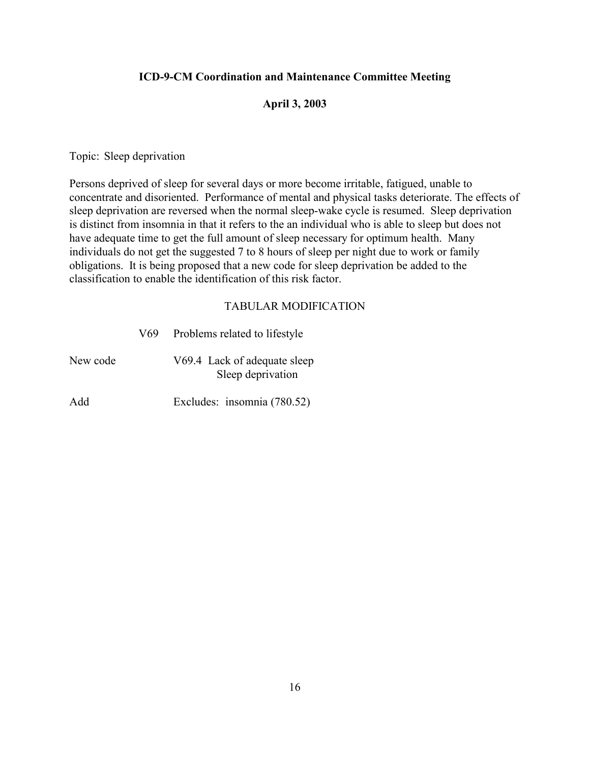**ICD-9-CM Coordination and Maintenance Committee Meeting**

**April 3, 2003**

Topic: Sleep deprivation

Persons deprived of sleep for several days or more become irritable, fatigued, unable to concentrate and disoriented. Performance of mental and physical tasks deteriorate. The effects of sleep deprivation are reversed when the normal sleep-wake cycle is resumed. Sleep deprivation is distinct from insomnia in that it refers to the an individual who is able to sleep but does not have adequate time to get the full amount of sleep necessary for optimum health. Many individuals do not get the suggested 7 to 8 hours of sleep per night due to work or family obligations. It is being proposed that a new code for sleep deprivation be added to the classification to enable the identification of this risk factor.

TABULAR MODIFICATION

V69 Problems related to lifestyle

New code V69.4 Lack of adequate sleep
Sleep deprivation

Add Excludes: insomnia (780.52)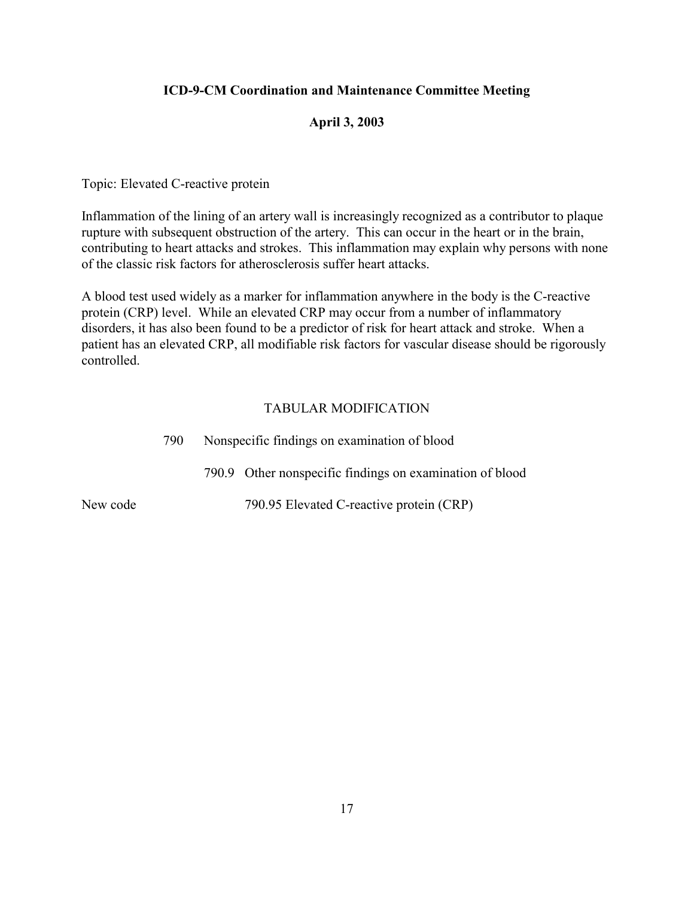**ICD-9-CM Coordination and Maintenance Committee Meeting**

**April 3, 2003**

Topic: Elevated C-reactive protein

Inflammation of the lining of an artery wall is increasingly recognized as a contributor to plaque rupture with subsequent obstruction of the artery. This can occur in the heart or in the brain, contributing to heart attacks and strokes. This inflammation may explain why persons with none of the classic risk factors for atherosclerosis suffer heart attacks.

A blood test used widely as a marker for inflammation anywhere in the body is the C-reactive protein (CRP) level. While an elevated CRP may occur from a number of inflammatory disorders, it has also been found to be a predictor of risk for heart attack and stroke. When a patient has an elevated CRP, all modifiable risk factors for vascular disease should be rigorously controlled.

TABULAR MODIFICATION

790 Nonspecific findings on examination of blood

790.9 Other nonspecific findings on examination of blood

New code 790.95 Elevated C-reactive protein (CRP)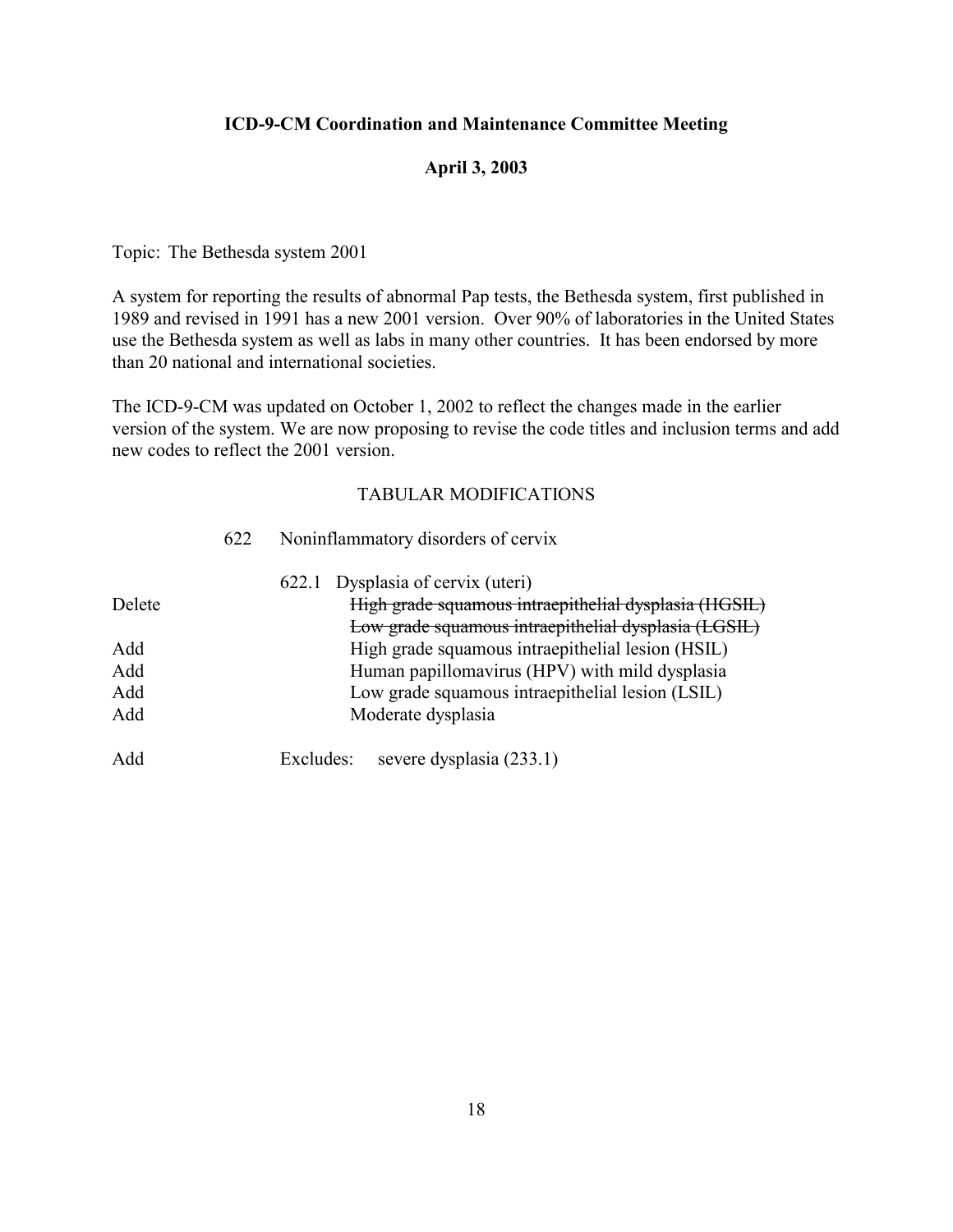**ICD-9-CM Coordination and Maintenance Committee Meeting**

**April 3, 2003**

Topic: The Bethesda system 2001

A system for reporting the results of abnormal Pap tests, the Bethesda system, first published in 1989 and revised in 1991 has a new 2001 version. Over 90% of laboratories in the United States use the Bethesda system as well as labs in many other countries. It has been endorsed by more than 20 national and international societies.

The ICD-9-CM was updated on October 1, 2002 to reflect the changes made in the earlier version of the system. We are now proposing to revise the code titles and inclusion terms and add new codes to reflect the 2001 version.

TABULAR MODIFICATIONS

622 Noninflammatory disorders of cervix

622.1 Dysplasia of cervix (uteri)

Delete ~~High grade squamous intraepithelial dysplasia (HGSIL)~~
~~Low grade squamous intraepithelial dysplasia (LGSIL)~~

Add High grade squamous intraepithelial lesion (HSIL)

Add Human papillomavirus (HPV) with mild dysplasia

Add Low grade squamous intraepithelial lesion (LSIL)

Add Moderate dysplasia

Add Excludes: severe dysplasia (233.1)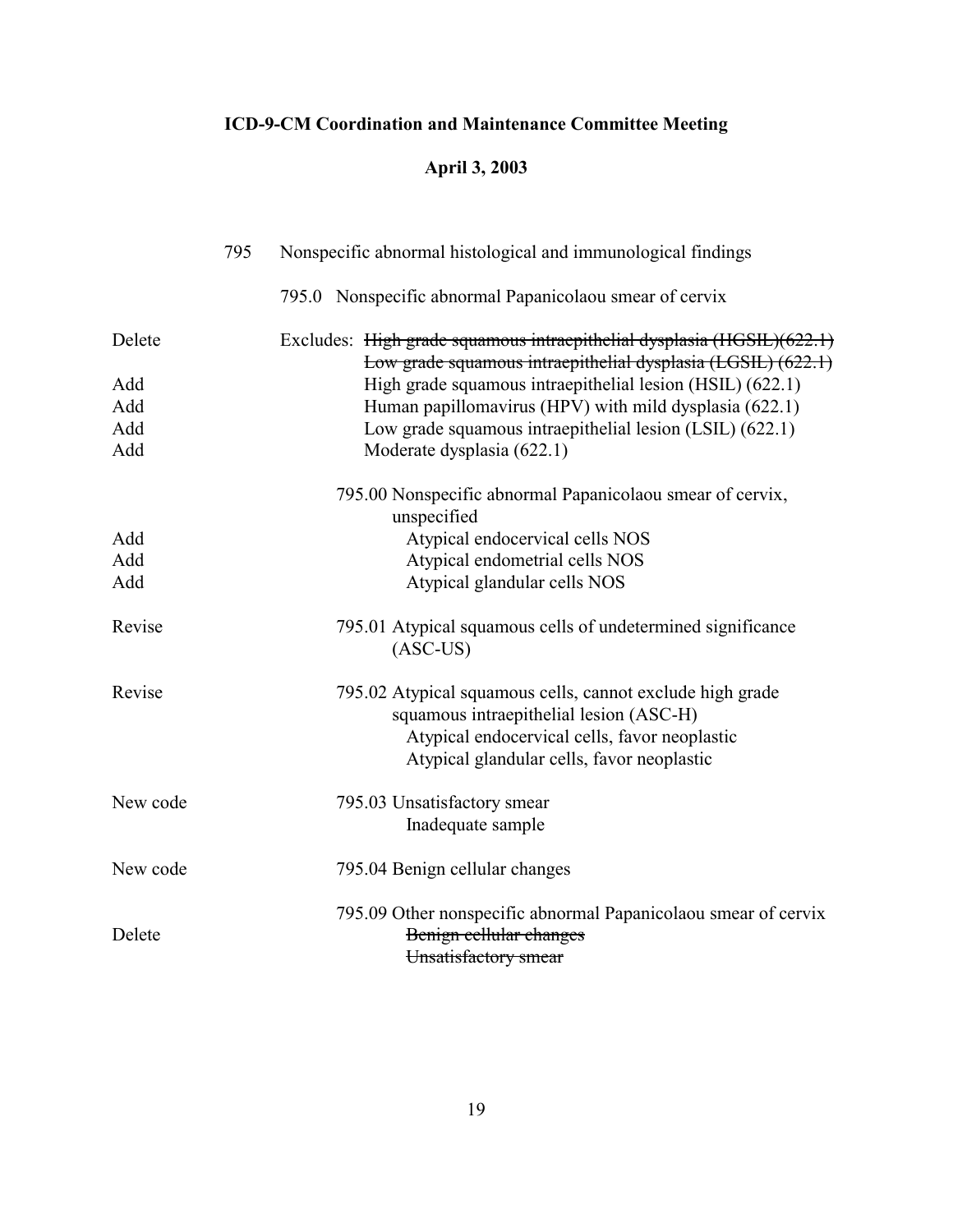**ICD-9-CM Coordination and Maintenance Committee Meeting**

**April 3, 2003**

795 Nonspecific abnormal histological and immunological findings

795.0 Nonspecific abnormal Papanicolaou smear of cervix

| | |
|---|---|
| Delete | Excludes: ~~High grade squamous intraepithelial dysplasia (HGSIL)(622.1)~~ |
| | ~~Low grade squamous intraepithelial dysplasia (LGSIL) (622.1)~~ |
| Add | High grade squamous intraepithelial lesion (HSIL) (622.1) |
| Add | Human papillomavirus (HPV) with mild dysplasia (622.1) |
| Add | Low grade squamous intraepithelial lesion (LSIL) (622.1) |
| Add | Moderate dysplasia (622.1) |
| | 795.00 Nonspecific abnormal Papanicolaou smear of cervix, unspecified |
| Add | Atypical endocervical cells NOS |
| Add | Atypical endometrial cells NOS |
| Add | Atypical glandular cells NOS |
| Revise | 795.01 Atypical squamous cells of undetermined significance (ASC-US) |
| Revise | 795.02 Atypical squamous cells, cannot exclude high grade squamous intraepithelial lesion (ASC-H) |
| | Atypical endocervical cells, favor neoplastic |
| | Atypical glandular cells, favor neoplastic |
| New code | 795.03 Unsatisfactory smear |
| | Inadequate sample |
| New code | 795.04 Benign cellular changes |
| | 795.09 Other nonspecific abnormal Papanicolaou smear of cervix |
| Delete | ~~Benign cellular changes~~ |
| | ~~Unsatisfactory smear~~ |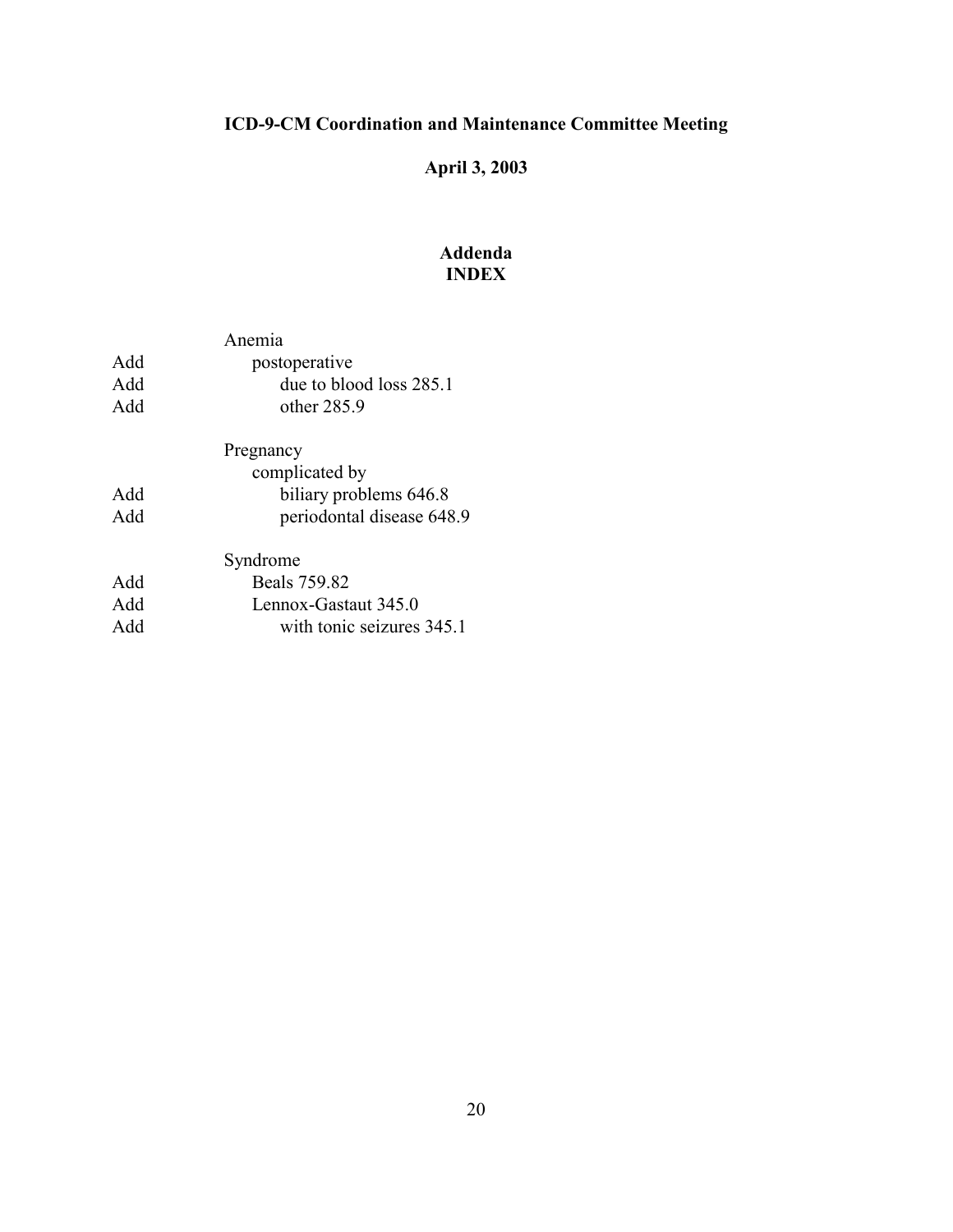**ICD-9-CM Coordination and Maintenance Committee Meeting**

**April 3, 2003**

**Addenda**
**INDEX**

| | |
|---|---|
| | Anemia |
| Add | postoperative |
| Add | due to blood loss 285.1 |
| Add | other 285.9 |
| | |
| | Pregnancy |
| | complicated by |
| Add | biliary problems 646.8 |
| Add | periodontal disease 648.9 |
| | |
| | Syndrome |
| Add | Beals 759.82 |
| Add | Lennox-Gastaut 345.0 |
| Add | with tonic seizures 345.1 |